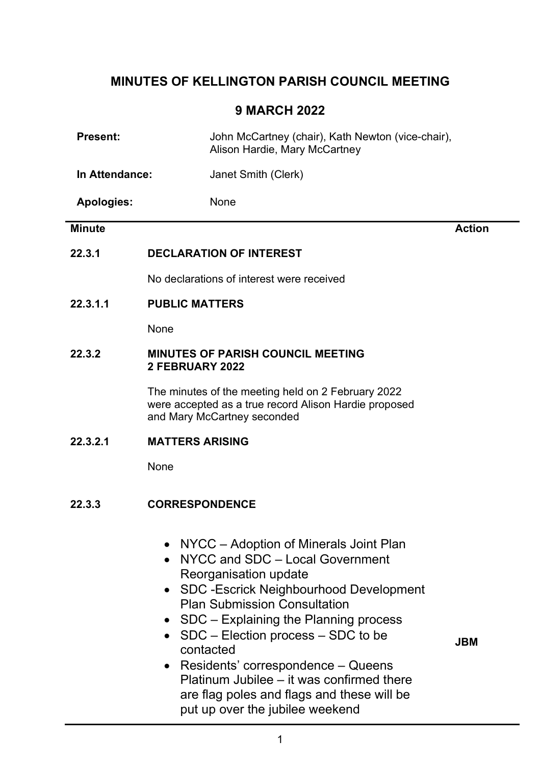# MINUTES OF KELLINGTON PARISH COUNCIL MEETING

## 9 MARCH 2022

| | |
|---|---|
| **Present:** | John McCartney (chair), Kath Newton (vice-chair), Alison Hardie, Mary McCartney |
| **In Attendance:** | Janet Smith (Clerk) |
| **Apologies:** | None |

| Minute | | Action |
|---|---|---|
| **22.3.1** | **DECLARATION OF INTEREST** | |
| | No declarations of interest were received | |
| **22.3.1.1** | **PUBLIC MATTERS** | |
| | None | |
| **22.3.2** | **MINUTES OF PARISH COUNCIL MEETING 2 FEBRUARY 2022** | |
| | The minutes of the meeting held on 2 February 2022 were accepted as a true record Alison Hardie proposed and Mary McCartney seconded | |
| **22.3.2.1** | **MATTERS ARISING** | |
| | None | |
| **22.3.3** | **CORRESPONDENCE** | |
| | • NYCC – Adoption of Minerals Joint Plan<br>• NYCC and SDC – Local Government Reorganisation update<br>• SDC -Escrick Neighbourhood Development Plan Submission Consultation<br>• SDC – Explaining the Planning process<br>• SDC – Election process – SDC to be contacted<br>• Residents' correspondence – Queens Platinum Jubilee – it was confirmed there are flag poles and flags and these will be put up over the jubilee weekend | **JBM** |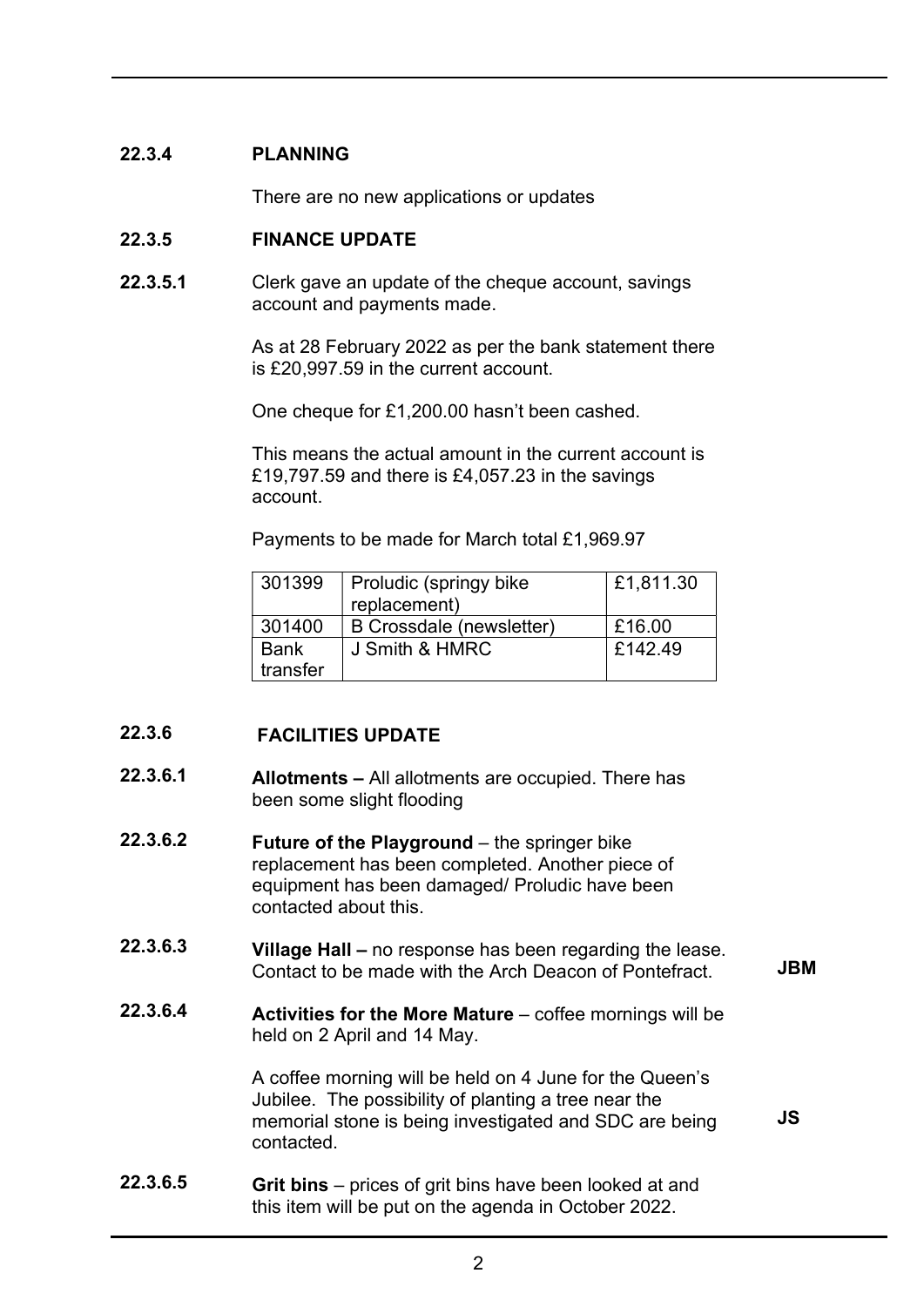## 22.3.4 PLANNING

There are no new applications or updates

## 22.3.5 FINANCE UPDATE

**22.3.5.1** Clerk gave an update of the cheque account, savings account and payments made.

As at 28 February 2022 as per the bank statement there is £20,997.59 in the current account.

One cheque for £1,200.00 hasn't been cashed.

This means the actual amount in the current account is £19,797.59 and there is £4,057.23 in the savings account.

Payments to be made for March total £1,969.97

| | | |
|---|---|---|
| 301399 | Proludic (springy bike replacement) | £1,811.30 |
| 301400 | B Crossdale (newsletter) | £16.00 |
| Bank transfer | J Smith & HMRC | £142.49 |

## 22.3.6 FACILITIES UPDATE

**22.3.6.1** **Allotments –** All allotments are occupied. There has been some slight flooding

**22.3.6.2** **Future of the Playground** – the springer bike replacement has been completed. Another piece of equipment has been damaged/ Proludic have been contacted about this.

**22.3.6.3** **Village Hall –** no response has been regarding the lease. Contact to be made with the Arch Deacon of Pontefract. **JBM**

**22.3.6.4** **Activities for the More Mature** – coffee mornings will be held on 2 April and 14 May.

A coffee morning will be held on 4 June for the Queen's Jubilee. The possibility of planting a tree near the memorial stone is being investigated and SDC are being contacted. **JS**

**22.3.6.5** **Grit bins** – prices of grit bins have been looked at and this item will be put on the agenda in October 2022.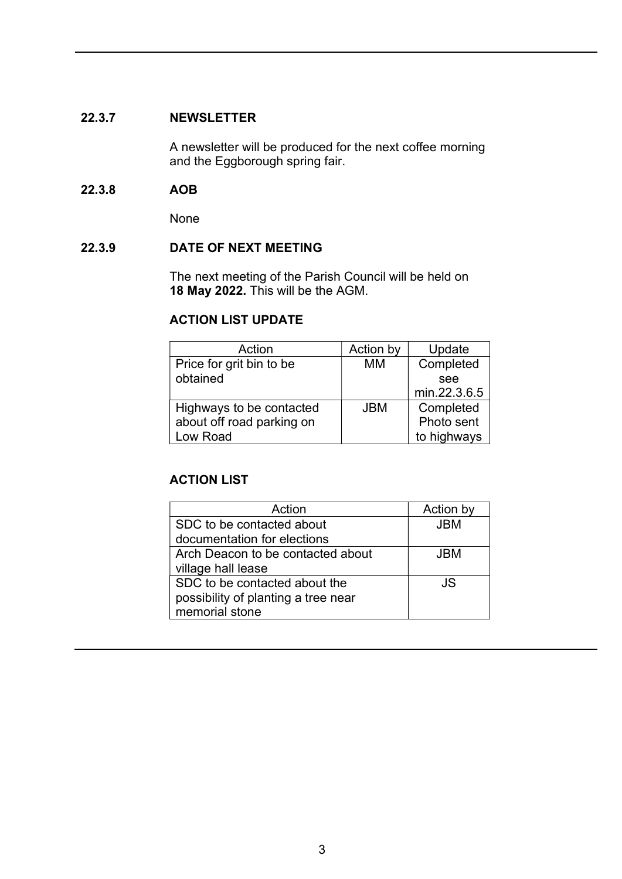## 22.3.7 NEWSLETTER

A newsletter will be produced for the next coffee morning and the Eggborough spring fair.

## 22.3.8 AOB

None

## 22.3.9 DATE OF NEXT MEETING

The next meeting of the Parish Council will be held on **18 May 2022.** This will be the AGM.

### ACTION LIST UPDATE

| Action | Action by | Update |
|---|---|---|
| Price for grit bin to be obtained | MM | Completed see min.22.3.6.5 |
| Highways to be contacted about off road parking on Low Road | JBM | Completed Photo sent to highways |

### ACTION LIST

| Action | Action by |
|---|---|
| SDC to be contacted about documentation for elections | JBM |
| Arch Deacon to be contacted about village hall lease | JBM |
| SDC to be contacted about the possibility of planting a tree near memorial stone | JS |